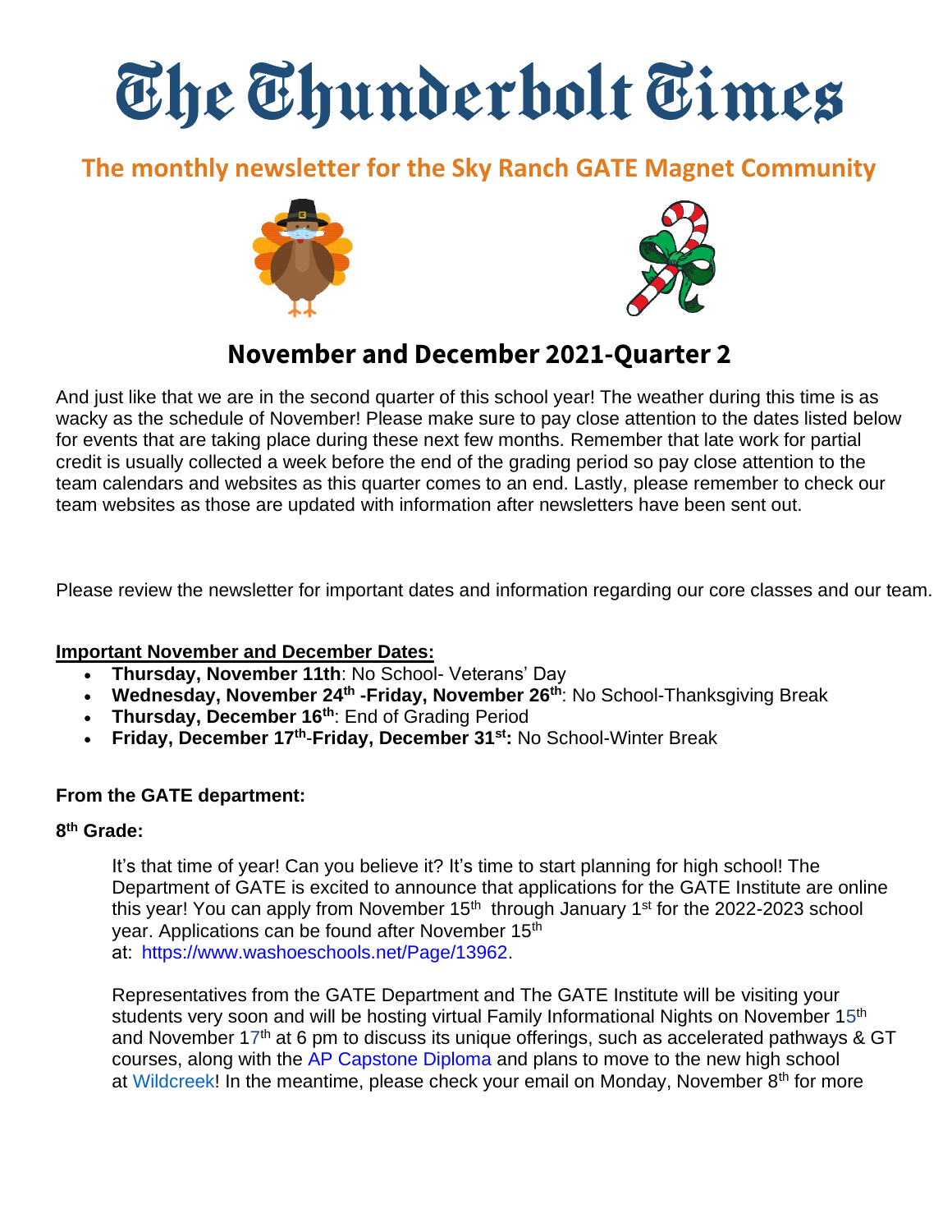# The Thunderbolt Times

## The monthly newsletter for the Sky Ranch GATE Magnet Community

## November and December 2021-Quarter 2

And just like that we are in the second quarter of this school year! The weather during this time is as wacky as the schedule of November! Please make sure to pay close attention to the dates listed below for events that are taking place during these next few months. Remember that late work for partial credit is usually collected a week before the end of the grading period so pay close attention to the team calendars and websites as this quarter comes to an end. Lastly, please remember to check our team websites as those are updated with information after newsletters have been sent out.

Please review the newsletter for important dates and information regarding our core classes and our team.

**Important November and December Dates:**

- **Thursday, November 11th**: No School- Veterans' Day
- **Wednesday, November 24th -Friday, November 26th**: No School-Thanksgiving Break
- **Thursday, December 16th**: End of Grading Period
- **Friday, December 17th-Friday, December 31st:** No School-Winter Break

**From the GATE department:**

**8th Grade:**

It's that time of year! Can you believe it? It's time to start planning for high school! The Department of GATE is excited to announce that applications for the GATE Institute are online this year! You can apply from November 15th through January 1st for the 2022-2023 school year. Applications can be found after November 15th at: https://www.washoeschools.net/Page/13962.

Representatives from the GATE Department and The GATE Institute will be visiting your students very soon and will be hosting virtual Family Informational Nights on November 15th and November 17th at 6 pm to discuss its unique offerings, such as accelerated pathways & GT courses, along with the AP Capstone Diploma and plans to move to the new high school at Wildcreek! In the meantime, please check your email on Monday, November 8th for more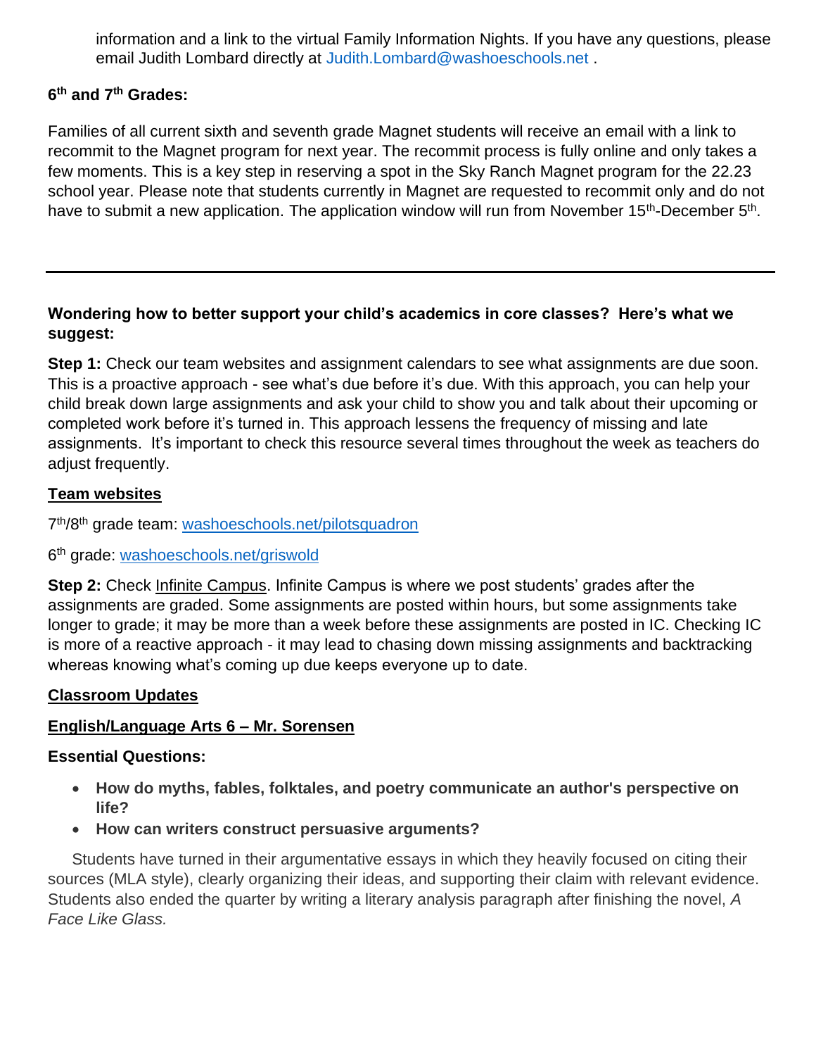information and a link to the virtual Family Information Nights. If you have any questions, please email Judith Lombard directly at Judith.Lombard@washoeschools.net .

**6th and 7th Grades:**

Families of all current sixth and seventh grade Magnet students will receive an email with a link to recommit to the Magnet program for next year. The recommit process is fully online and only takes a few moments. This is a key step in reserving a spot in the Sky Ranch Magnet program for the 22.23 school year. Please note that students currently in Magnet are requested to recommit only and do not have to submit a new application. The application window will run from November 15th-December 5th.

---

**Wondering how to better support your child's academics in core classes? Here's what we suggest:**

**Step 1:** Check our team websites and assignment calendars to see what assignments are due soon. This is a proactive approach - see what's due before it's due. With this approach, you can help your child break down large assignments and ask your child to show you and talk about their upcoming or completed work before it's turned in. This approach lessens the frequency of missing and late assignments. It's important to check this resource several times throughout the week as teachers do adjust frequently.

**Team websites**

7th/8th grade team: washoeschools.net/pilotsquadron

6th grade: washoeschools.net/griswold

**Step 2:** Check Infinite Campus. Infinite Campus is where we post students' grades after the assignments are graded. Some assignments are posted within hours, but some assignments take longer to grade; it may be more than a week before these assignments are posted in IC. Checking IC is more of a reactive approach - it may lead to chasing down missing assignments and backtracking whereas knowing what's coming up due keeps everyone up to date.

**Classroom Updates**

**English/Language Arts 6 – Mr. Sorensen**

**Essential Questions:**

- **How do myths, fables, folktales, and poetry communicate an author's perspective on life?**
- **How can writers construct persuasive arguments?**

Students have turned in their argumentative essays in which they heavily focused on citing their sources (MLA style), clearly organizing their ideas, and supporting their claim with relevant evidence. Students also ended the quarter by writing a literary analysis paragraph after finishing the novel, *A Face Like Glass.*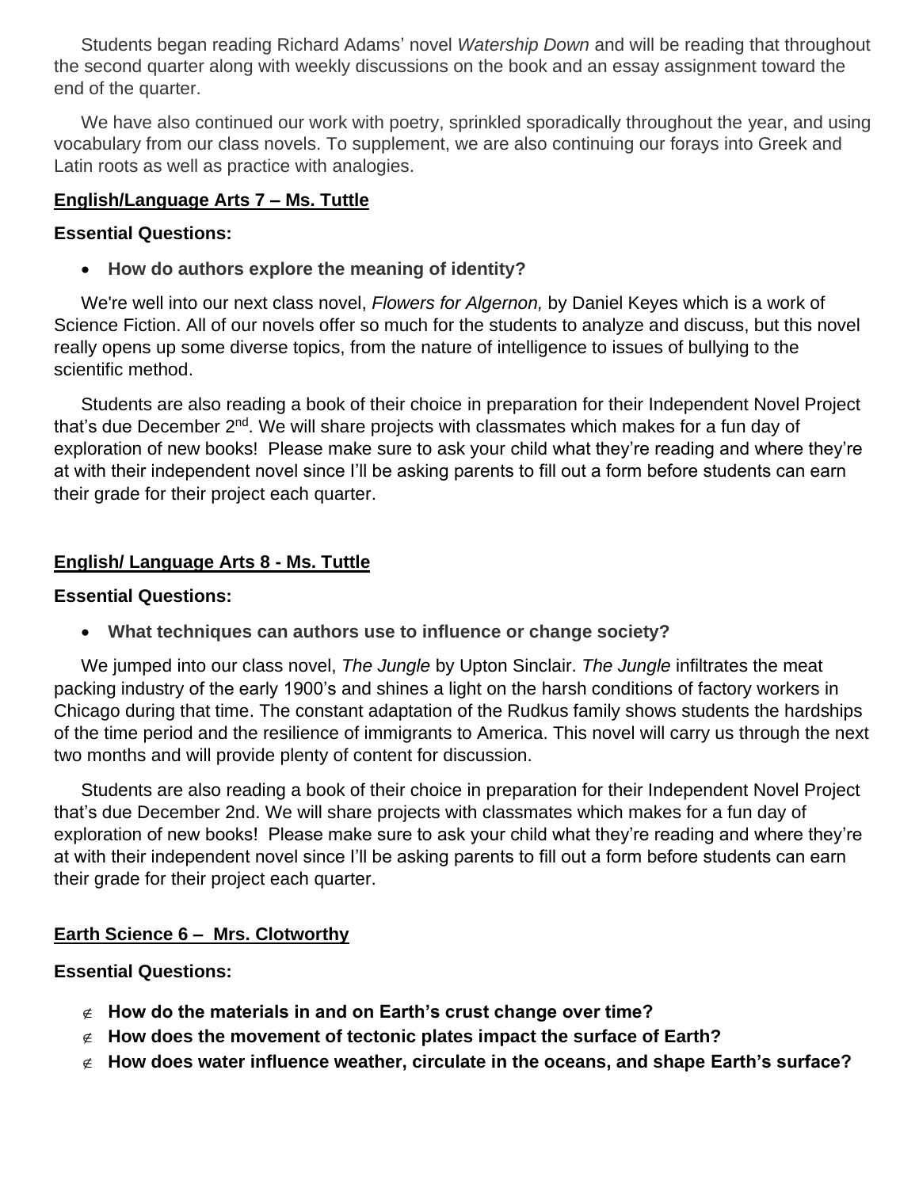Students began reading Richard Adams' novel *Watership Down* and will be reading that throughout the second quarter along with weekly discussions on the book and an essay assignment toward the end of the quarter.

We have also continued our work with poetry, sprinkled sporadically throughout the year, and using vocabulary from our class novels. To supplement, we are also continuing our forays into Greek and Latin roots as well as practice with analogies.

## English/Language Arts 7 – Ms. Tuttle

**Essential Questions:**

- **How do authors explore the meaning of identity?**

We're well into our next class novel, *Flowers for Algernon,* by Daniel Keyes which is a work of Science Fiction. All of our novels offer so much for the students to analyze and discuss, but this novel really opens up some diverse topics, from the nature of intelligence to issues of bullying to the scientific method.

Students are also reading a book of their choice in preparation for their Independent Novel Project that's due December 2nd. We will share projects with classmates which makes for a fun day of exploration of new books! Please make sure to ask your child what they're reading and where they're at with their independent novel since I'll be asking parents to fill out a form before students can earn their grade for their project each quarter.

## English/ Language Arts 8 - Ms. Tuttle

**Essential Questions:**

- **What techniques can authors use to influence or change society?**

We jumped into our class novel, *The Jungle* by Upton Sinclair. *The Jungle* infiltrates the meat packing industry of the early 1900's and shines a light on the harsh conditions of factory workers in Chicago during that time. The constant adaptation of the Rudkus family shows students the hardships of the time period and the resilience of immigrants to America. This novel will carry us through the next two months and will provide plenty of content for discussion.

Students are also reading a book of their choice in preparation for their Independent Novel Project that's due December 2nd. We will share projects with classmates which makes for a fun day of exploration of new books! Please make sure to ask your child what they're reading and where they're at with their independent novel since I'll be asking parents to fill out a form before students can earn their grade for their project each quarter.

## Earth Science 6 – Mrs. Clotworthy

**Essential Questions:**

- **How do the materials in and on Earth's crust change over time?**
- **How does the movement of tectonic plates impact the surface of Earth?**
- **How does water influence weather, circulate in the oceans, and shape Earth's surface?**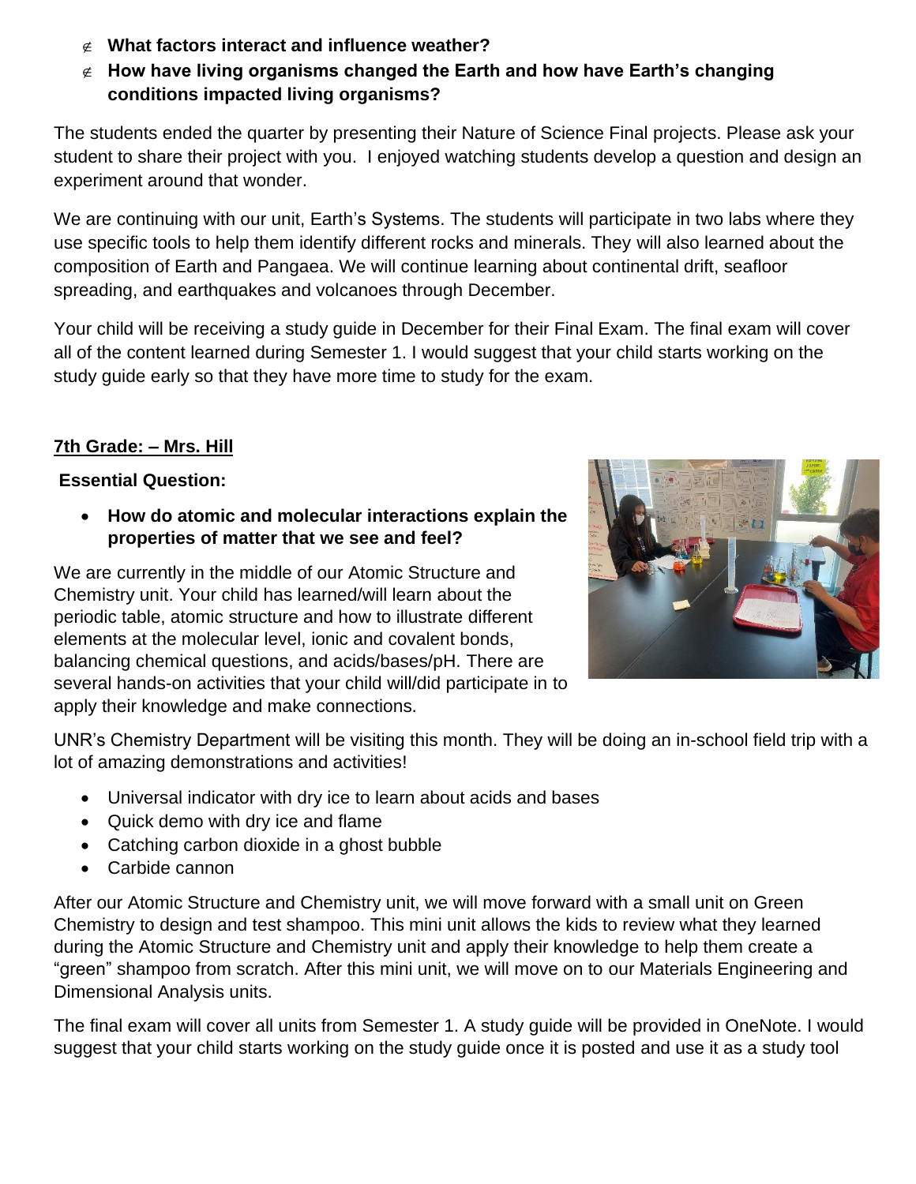- **What factors interact and influence weather?**
- **How have living organisms changed the Earth and how have Earth's changing conditions impacted living organisms?**

The students ended the quarter by presenting their Nature of Science Final projects. Please ask your student to share their project with you. I enjoyed watching students develop a question and design an experiment around that wonder.

We are continuing with our unit, Earth's Systems. The students will participate in two labs where they use specific tools to help them identify different rocks and minerals. They will also learned about the composition of Earth and Pangaea. We will continue learning about continental drift, seafloor spreading, and earthquakes and volcanoes through December.

Your child will be receiving a study guide in December for their Final Exam. The final exam will cover all of the content learned during Semester 1. I would suggest that your child starts working on the study guide early so that they have more time to study for the exam.

**7th Grade: – Mrs. Hill**

**Essential Question:**

- **How do atomic and molecular interactions explain the properties of matter that we see and feel?**

We are currently in the middle of our Atomic Structure and Chemistry unit. Your child has learned/will learn about the periodic table, atomic structure and how to illustrate different elements at the molecular level, ionic and covalent bonds, balancing chemical questions, and acids/bases/pH. There are several hands-on activities that your child will/did participate in to apply their knowledge and make connections.

UNR's Chemistry Department will be visiting this month. They will be doing an in-school field trip with a lot of amazing demonstrations and activities!

- Universal indicator with dry ice to learn about acids and bases
- Quick demo with dry ice and flame
- Catching carbon dioxide in a ghost bubble
- Carbide cannon

After our Atomic Structure and Chemistry unit, we will move forward with a small unit on Green Chemistry to design and test shampoo. This mini unit allows the kids to review what they learned during the Atomic Structure and Chemistry unit and apply their knowledge to help them create a "green" shampoo from scratch. After this mini unit, we will move on to our Materials Engineering and Dimensional Analysis units.

The final exam will cover all units from Semester 1. A study guide will be provided in OneNote. I would suggest that your child starts working on the study guide once it is posted and use it as a study tool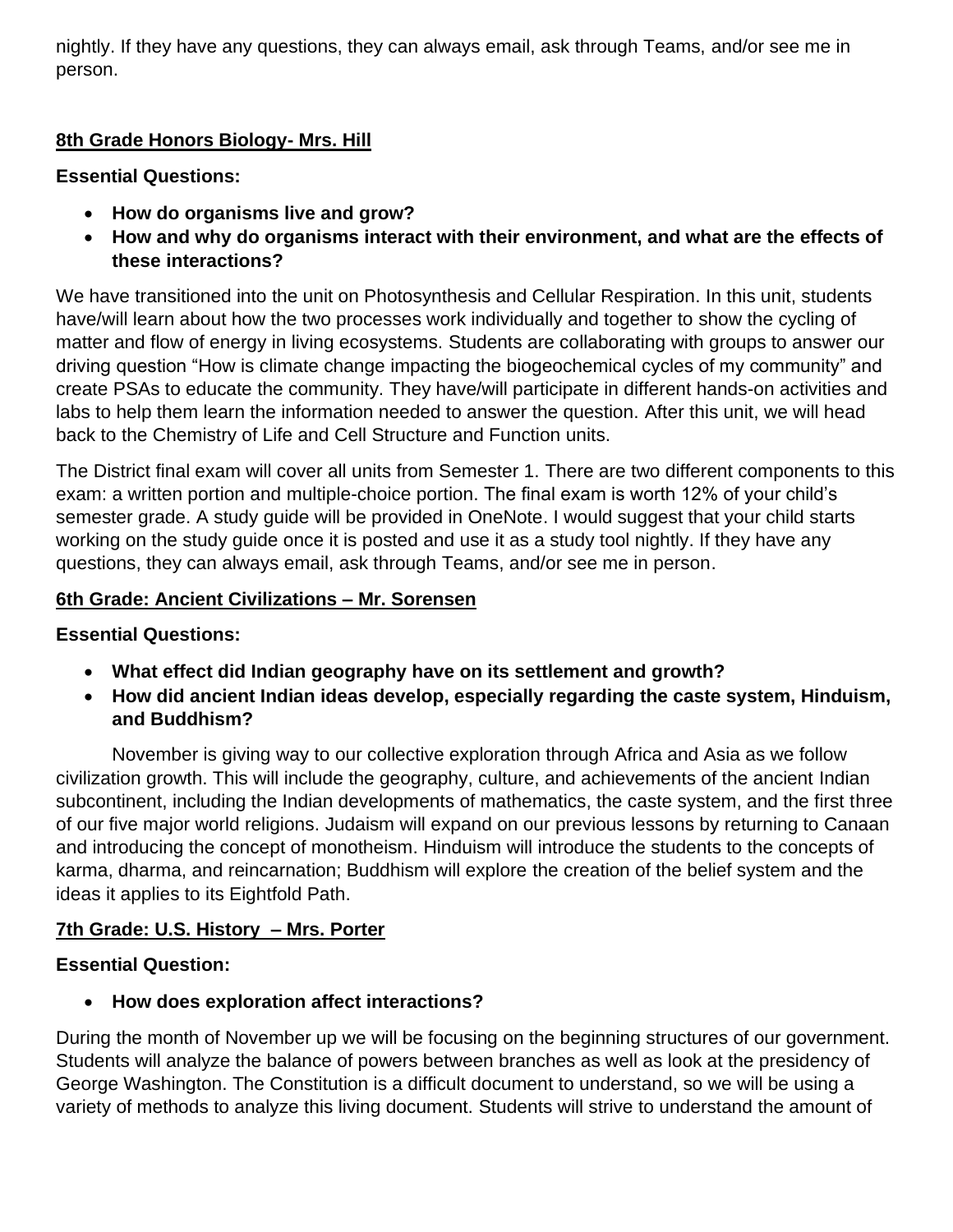nightly. If they have any questions, they can always email, ask through Teams, and/or see me in person.

## 8th Grade Honors Biology- Mrs. Hill

**Essential Questions:**

- **How do organisms live and grow?**
- **How and why do organisms interact with their environment, and what are the effects of these interactions?**

We have transitioned into the unit on Photosynthesis and Cellular Respiration. In this unit, students have/will learn about how the two processes work individually and together to show the cycling of matter and flow of energy in living ecosystems. Students are collaborating with groups to answer our driving question "How is climate change impacting the biogeochemical cycles of my community" and create PSAs to educate the community. They have/will participate in different hands-on activities and labs to help them learn the information needed to answer the question. After this unit, we will head back to the Chemistry of Life and Cell Structure and Function units.

The District final exam will cover all units from Semester 1. There are two different components to this exam: a written portion and multiple-choice portion. The final exam is worth 12% of your child's semester grade. A study guide will be provided in OneNote. I would suggest that your child starts working on the study guide once it is posted and use it as a study tool nightly. If they have any questions, they can always email, ask through Teams, and/or see me in person.

## 6th Grade: Ancient Civilizations – Mr. Sorensen

**Essential Questions:**

- **What effect did Indian geography have on its settlement and growth?**
- **How did ancient Indian ideas develop, especially regarding the caste system, Hinduism, and Buddhism?**

November is giving way to our collective exploration through Africa and Asia as we follow civilization growth. This will include the geography, culture, and achievements of the ancient Indian subcontinent, including the Indian developments of mathematics, the caste system, and the first three of our five major world religions. Judaism will expand on our previous lessons by returning to Canaan and introducing the concept of monotheism. Hinduism will introduce the students to the concepts of karma, dharma, and reincarnation; Buddhism will explore the creation of the belief system and the ideas it applies to its Eightfold Path.

## 7th Grade: U.S. History – Mrs. Porter

**Essential Question:**

- **How does exploration affect interactions?**

During the month of November up we will be focusing on the beginning structures of our government. Students will analyze the balance of powers between branches as well as look at the presidency of George Washington. The Constitution is a difficult document to understand, so we will be using a variety of methods to analyze this living document. Students will strive to understand the amount of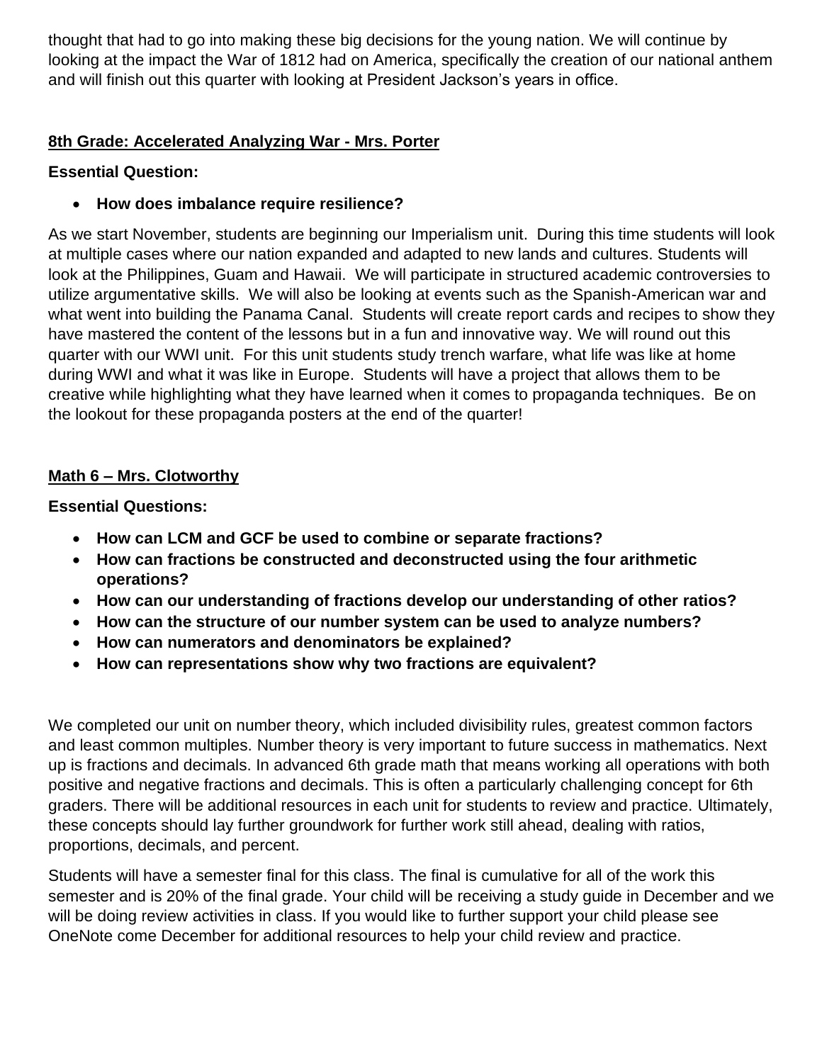thought that had to go into making these big decisions for the young nation. We will continue by looking at the impact the War of 1812 had on America, specifically the creation of our national anthem and will finish out this quarter with looking at President Jackson's years in office.

## 8th Grade: Accelerated Analyzing War - Mrs. Porter

**Essential Question:**

- **How does imbalance require resilience?**

As we start November, students are beginning our Imperialism unit. During this time students will look at multiple cases where our nation expanded and adapted to new lands and cultures. Students will look at the Philippines, Guam and Hawaii. We will participate in structured academic controversies to utilize argumentative skills. We will also be looking at events such as the Spanish-American war and what went into building the Panama Canal. Students will create report cards and recipes to show they have mastered the content of the lessons but in a fun and innovative way. We will round out this quarter with our WWI unit. For this unit students study trench warfare, what life was like at home during WWI and what it was like in Europe. Students will have a project that allows them to be creative while highlighting what they have learned when it comes to propaganda techniques. Be on the lookout for these propaganda posters at the end of the quarter!

## Math 6 – Mrs. Clotworthy

**Essential Questions:**

- **How can LCM and GCF be used to combine or separate fractions?**
- **How can fractions be constructed and deconstructed using the four arithmetic operations?**
- **How can our understanding of fractions develop our understanding of other ratios?**
- **How can the structure of our number system can be used to analyze numbers?**
- **How can numerators and denominators be explained?**
- **How can representations show why two fractions are equivalent?**

We completed our unit on number theory, which included divisibility rules, greatest common factors and least common multiples. Number theory is very important to future success in mathematics. Next up is fractions and decimals. In advanced 6th grade math that means working all operations with both positive and negative fractions and decimals. This is often a particularly challenging concept for 6th graders. There will be additional resources in each unit for students to review and practice. Ultimately, these concepts should lay further groundwork for further work still ahead, dealing with ratios, proportions, decimals, and percent.

Students will have a semester final for this class. The final is cumulative for all of the work this semester and is 20% of the final grade. Your child will be receiving a study guide in December and we will be doing review activities in class. If you would like to further support your child please see OneNote come December for additional resources to help your child review and practice.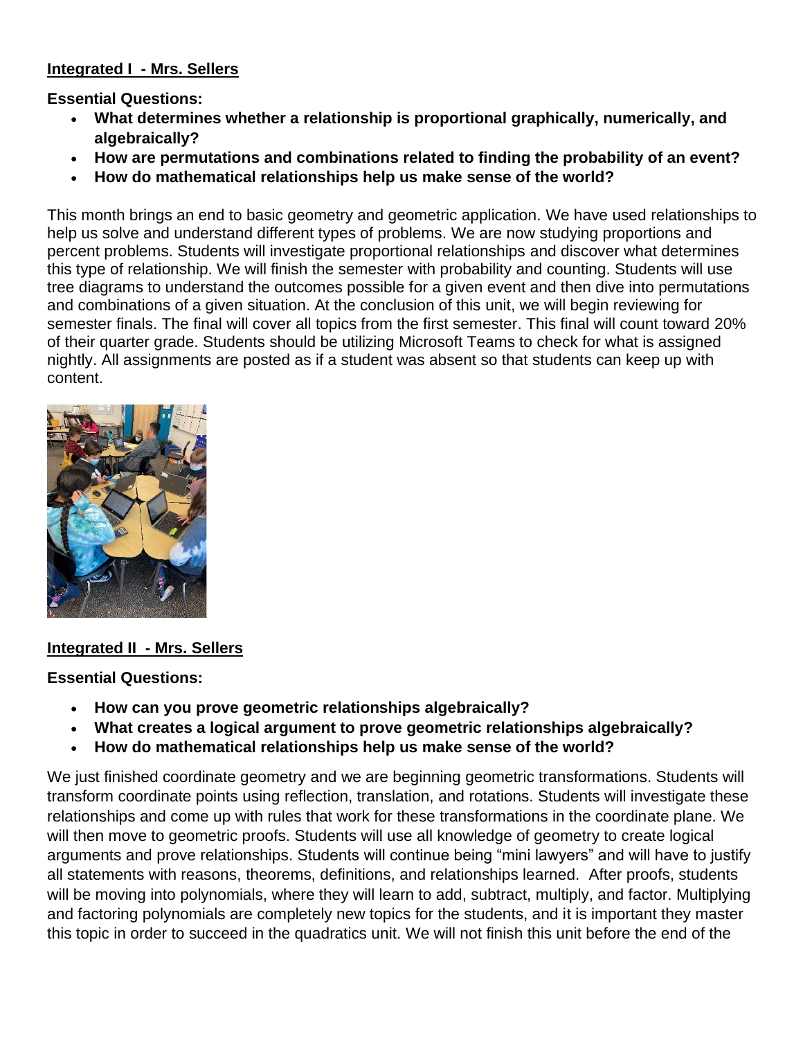**Integrated I - Mrs. Sellers**

**Essential Questions:**

- **What determines whether a relationship is proportional graphically, numerically, and algebraically?**
- **How are permutations and combinations related to finding the probability of an event?**
- **How do mathematical relationships help us make sense of the world?**

This month brings an end to basic geometry and geometric application. We have used relationships to help us solve and understand different types of problems. We are now studying proportions and percent problems. Students will investigate proportional relationships and discover what determines this type of relationship. We will finish the semester with probability and counting. Students will use tree diagrams to understand the outcomes possible for a given event and then dive into permutations and combinations of a given situation. At the conclusion of this unit, we will begin reviewing for semester finals. The final will cover all topics from the first semester. This final will count toward 20% of their quarter grade. Students should be utilizing Microsoft Teams to check for what is assigned nightly. All assignments are posted as if a student was absent so that students can keep up with content.

**Integrated II - Mrs. Sellers**

**Essential Questions:**

- **How can you prove geometric relationships algebraically?**
- **What creates a logical argument to prove geometric relationships algebraically?**
- **How do mathematical relationships help us make sense of the world?**

We just finished coordinate geometry and we are beginning geometric transformations. Students will transform coordinate points using reflection, translation, and rotations. Students will investigate these relationships and come up with rules that work for these transformations in the coordinate plane. We will then move to geometric proofs. Students will use all knowledge of geometry to create logical arguments and prove relationships. Students will continue being "mini lawyers" and will have to justify all statements with reasons, theorems, definitions, and relationships learned. After proofs, students will be moving into polynomials, where they will learn to add, subtract, multiply, and factor. Multiplying and factoring polynomials are completely new topics for the students, and it is important they master this topic in order to succeed in the quadratics unit. We will not finish this unit before the end of the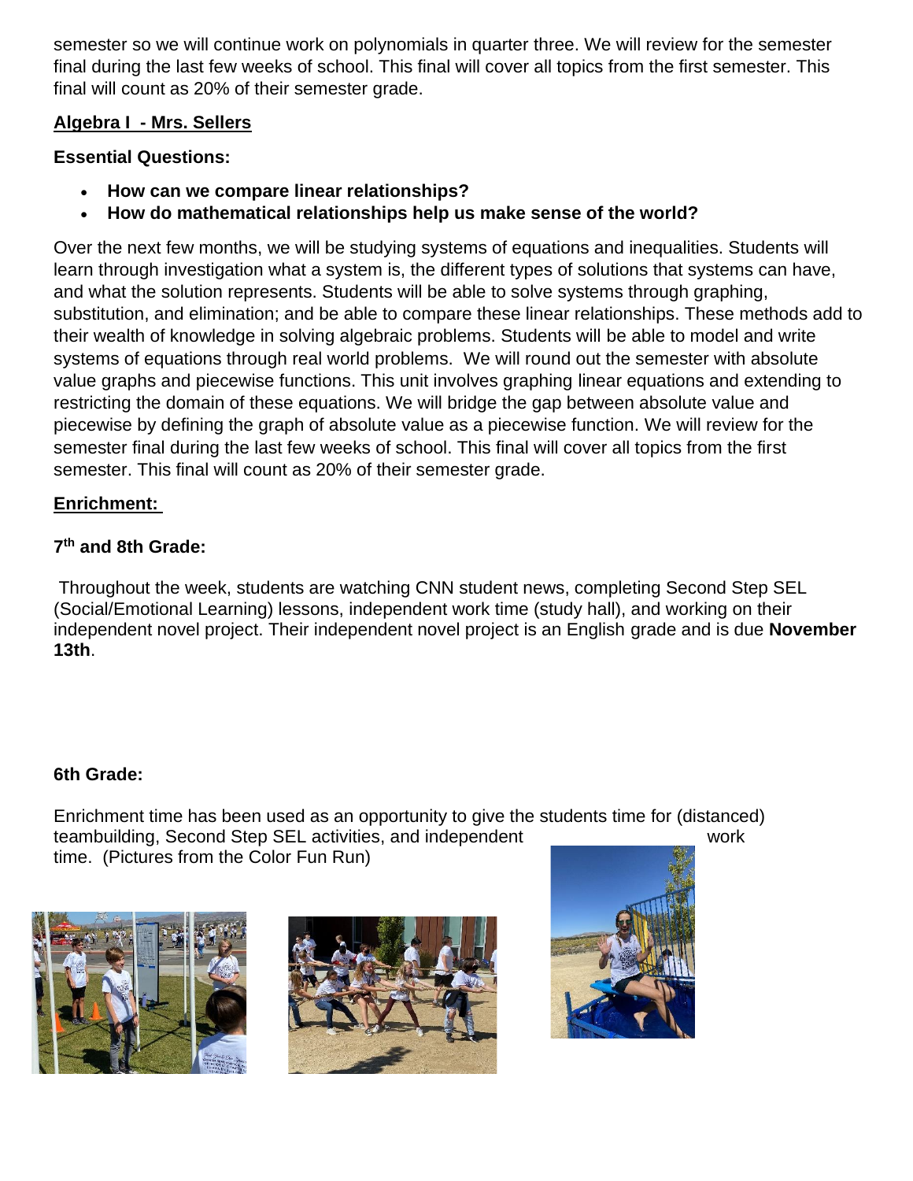semester so we will continue work on polynomials in quarter three. We will review for the semester final during the last few weeks of school. This final will cover all topics from the first semester. This final will count as 20% of their semester grade.

**Algebra I - Mrs. Sellers**

**Essential Questions:**

- **How can we compare linear relationships?**
- **How do mathematical relationships help us make sense of the world?**

Over the next few months, we will be studying systems of equations and inequalities. Students will learn through investigation what a system is, the different types of solutions that systems can have, and what the solution represents. Students will be able to solve systems through graphing, substitution, and elimination; and be able to compare these linear relationships. These methods add to their wealth of knowledge in solving algebraic problems. Students will be able to model and write systems of equations through real world problems. We will round out the semester with absolute value graphs and piecewise functions. This unit involves graphing linear equations and extending to restricting the domain of these equations. We will bridge the gap between absolute value and piecewise by defining the graph of absolute value as a piecewise function. We will review for the semester final during the last few weeks of school. This final will cover all topics from the first semester. This final will count as 20% of their semester grade.

**Enrichment:**

**7th and 8th Grade:**

Throughout the week, students are watching CNN student news, completing Second Step SEL (Social/Emotional Learning) lessons, independent work time (study hall), and working on their independent novel project. Their independent novel project is an English grade and is due **November 13th**.

**6th Grade:**

Enrichment time has been used as an opportunity to give the students time for (distanced) teambuilding, Second Step SEL activities, and independent work time. (Pictures from the Color Fun Run)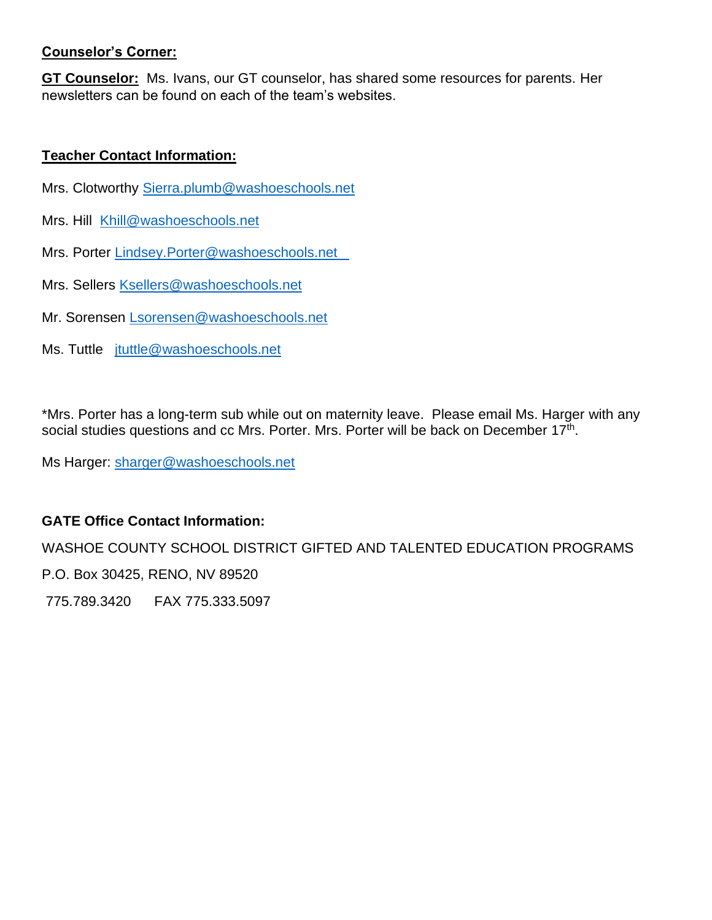**Counselor's Corner:**

**GT Counselor:** Ms. Ivans, our GT counselor, has shared some resources for parents. Her newsletters can be found on each of the team's websites.

**Teacher Contact Information:**

Mrs. Clotworthy Sierra.plumb@washoeschools.net

Mrs. Hill Khill@washoeschools.net

Mrs. Porter Lindsey.Porter@washoeschools.net

Mrs. Sellers Ksellers@washoeschools.net

Mr. Sorensen Lsorensen@washoeschools.net

Ms. Tuttle jtuttle@washoeschools.net

*Mrs. Porter has a long-term sub while out on maternity leave. Please email Ms. Harger with any social studies questions and cc Mrs. Porter. Mrs. Porter will be back on December 17th.

Ms Harger: sharger@washoeschools.net

**GATE Office Contact Information:**

WASHOE COUNTY SCHOOL DISTRICT GIFTED AND TALENTED EDUCATION PROGRAMS

P.O. Box 30425, RENO, NV 89520

775.789.3420 FAX 775.333.5097